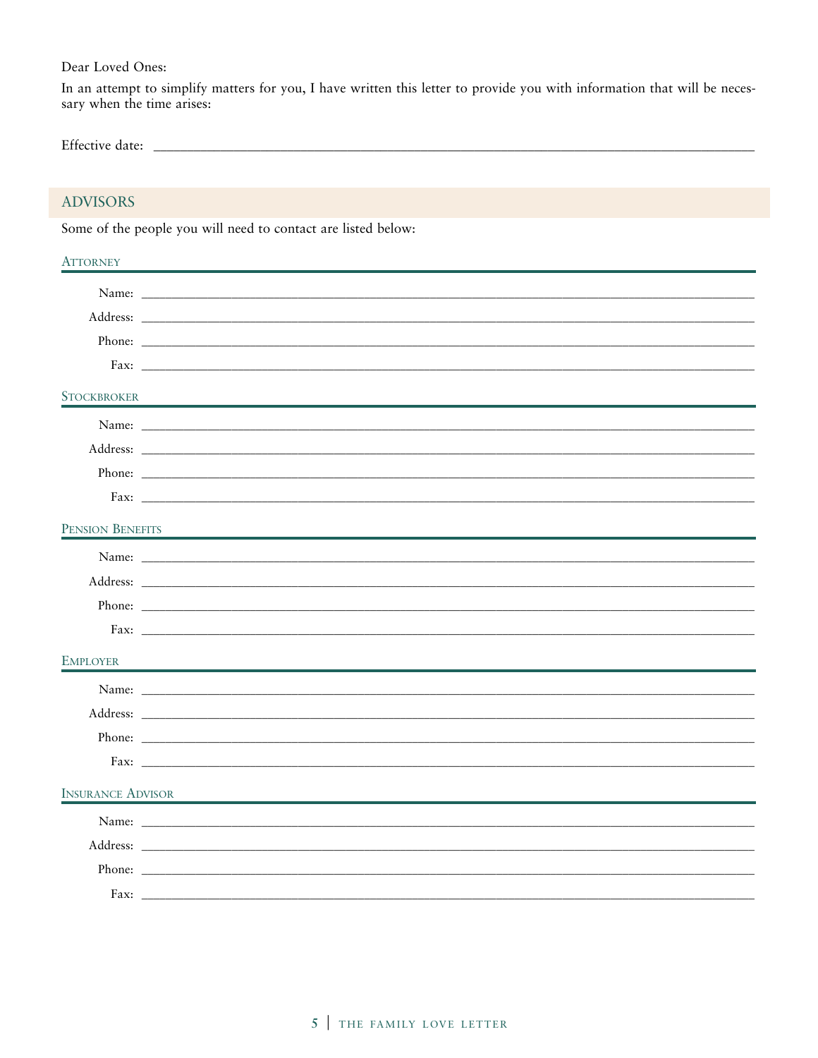Dear Loved Ones:

In an attempt to simplify matters for you, I have written this letter to provide you with information that will be necessary when the time arises:

Effective date: ______________________________________________________________________________

## ADVISORS

Some of the people you will need to contact are listed below:

### Attorney

Name: ______________________________________________________________________________

Address: ______________________________________________________________________________

Phone: ______________________________________________________________________________

Fax: ______________________________________________________________________________

### Stockbroker

Name: ______________________________________________________________________________

Address: ______________________________________________________________________________

Phone: ______________________________________________________________________________

Fax: ______________________________________________________________________________

### Pension Benefits

Name: ______________________________________________________________________________

Address: ______________________________________________________________________________

Phone: ______________________________________________________________________________

Fax: ______________________________________________________________________________

### Employer

Name: ______________________________________________________________________________

Address: ______________________________________________________________________________

Phone: ______________________________________________________________________________

Fax: ______________________________________________________________________________

### Insurance Advisor

Name: ______________________________________________________________________________

Address: ______________________________________________________________________________

Phone: ______________________________________________________________________________

Fax: ______________________________________________________________________________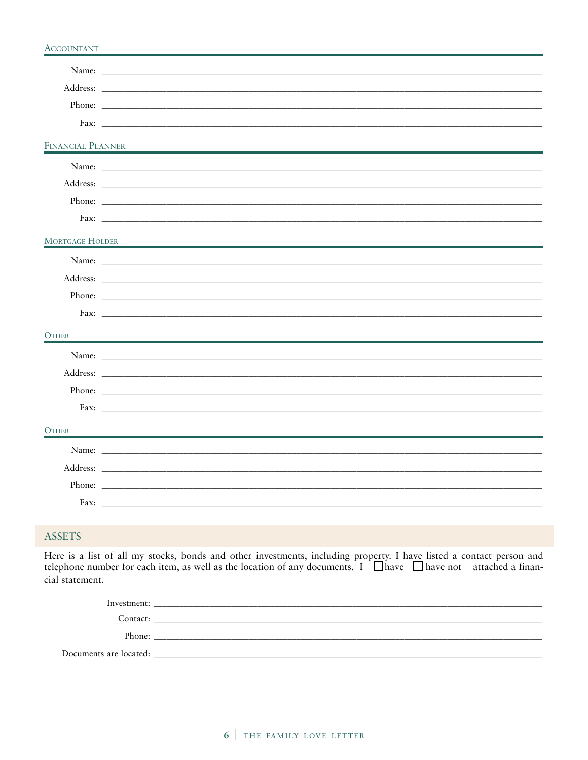## Accountant

Name: \_\_\_\_\_\_\_\_\_\_\_\_\_\_\_\_\_\_\_\_\_\_\_\_\_\_\_\_\_\_\_\_\_\_\_\_\_\_\_\_

Address: \_\_\_\_\_\_\_\_\_\_\_\_\_\_\_\_\_\_\_\_\_\_\_\_\_\_\_\_\_\_\_\_\_\_\_\_\_\_\_\_

Phone: \_\_\_\_\_\_\_\_\_\_\_\_\_\_\_\_\_\_\_\_\_\_\_\_\_\_\_\_\_\_\_\_\_\_\_\_\_\_\_\_

Fax: \_\_\_\_\_\_\_\_\_\_\_\_\_\_\_\_\_\_\_\_\_\_\_\_\_\_\_\_\_\_\_\_\_\_\_\_\_\_\_\_

## Financial Planner

Name: \_\_\_\_\_\_\_\_\_\_\_\_\_\_\_\_\_\_\_\_\_\_\_\_\_\_\_\_\_\_\_\_\_\_\_\_\_\_\_\_

Address: \_\_\_\_\_\_\_\_\_\_\_\_\_\_\_\_\_\_\_\_\_\_\_\_\_\_\_\_\_\_\_\_\_\_\_\_\_\_\_\_

Phone: \_\_\_\_\_\_\_\_\_\_\_\_\_\_\_\_\_\_\_\_\_\_\_\_\_\_\_\_\_\_\_\_\_\_\_\_\_\_\_\_

Fax: \_\_\_\_\_\_\_\_\_\_\_\_\_\_\_\_\_\_\_\_\_\_\_\_\_\_\_\_\_\_\_\_\_\_\_\_\_\_\_\_

## Mortgage Holder

Name: \_\_\_\_\_\_\_\_\_\_\_\_\_\_\_\_\_\_\_\_\_\_\_\_\_\_\_\_\_\_\_\_\_\_\_\_\_\_\_\_

Address: \_\_\_\_\_\_\_\_\_\_\_\_\_\_\_\_\_\_\_\_\_\_\_\_\_\_\_\_\_\_\_\_\_\_\_\_\_\_\_\_

Phone: \_\_\_\_\_\_\_\_\_\_\_\_\_\_\_\_\_\_\_\_\_\_\_\_\_\_\_\_\_\_\_\_\_\_\_\_\_\_\_\_

Fax: \_\_\_\_\_\_\_\_\_\_\_\_\_\_\_\_\_\_\_\_\_\_\_\_\_\_\_\_\_\_\_\_\_\_\_\_\_\_\_\_

## Other

Name: \_\_\_\_\_\_\_\_\_\_\_\_\_\_\_\_\_\_\_\_\_\_\_\_\_\_\_\_\_\_\_\_\_\_\_\_\_\_\_\_

Address: \_\_\_\_\_\_\_\_\_\_\_\_\_\_\_\_\_\_\_\_\_\_\_\_\_\_\_\_\_\_\_\_\_\_\_\_\_\_\_\_

Phone: \_\_\_\_\_\_\_\_\_\_\_\_\_\_\_\_\_\_\_\_\_\_\_\_\_\_\_\_\_\_\_\_\_\_\_\_\_\_\_\_

Fax: \_\_\_\_\_\_\_\_\_\_\_\_\_\_\_\_\_\_\_\_\_\_\_\_\_\_\_\_\_\_\_\_\_\_\_\_\_\_\_\_

## Other

Name: \_\_\_\_\_\_\_\_\_\_\_\_\_\_\_\_\_\_\_\_\_\_\_\_\_\_\_\_\_\_\_\_\_\_\_\_\_\_\_\_

Address: \_\_\_\_\_\_\_\_\_\_\_\_\_\_\_\_\_\_\_\_\_\_\_\_\_\_\_\_\_\_\_\_\_\_\_\_\_\_\_\_

Phone: \_\_\_\_\_\_\_\_\_\_\_\_\_\_\_\_\_\_\_\_\_\_\_\_\_\_\_\_\_\_\_\_\_\_\_\_\_\_\_\_

Fax: \_\_\_\_\_\_\_\_\_\_\_\_\_\_\_\_\_\_\_\_\_\_\_\_\_\_\_\_\_\_\_\_\_\_\_\_\_\_\_\_

# ASSETS

Here is a list of all my stocks, bonds and other investments, including property. I have listed a contact person and telephone number for each item, as well as the location of any documents. I ☐ have ☐ have not attached a financial statement.

Investment: \_\_\_\_\_\_\_\_\_\_\_\_\_\_\_\_\_\_\_\_\_\_\_\_\_\_\_\_\_\_\_\_\_\_\_\_\_\_\_\_

Contact: \_\_\_\_\_\_\_\_\_\_\_\_\_\_\_\_\_\_\_\_\_\_\_\_\_\_\_\_\_\_\_\_\_\_\_\_\_\_\_\_

Phone: \_\_\_\_\_\_\_\_\_\_\_\_\_\_\_\_\_\_\_\_\_\_\_\_\_\_\_\_\_\_\_\_\_\_\_\_\_\_\_\_

Documents are located: \_\_\_\_\_\_\_\_\_\_\_\_\_\_\_\_\_\_\_\_\_\_\_\_\_\_\_\_\_\_\_\_\_\_\_\_\_\_\_\_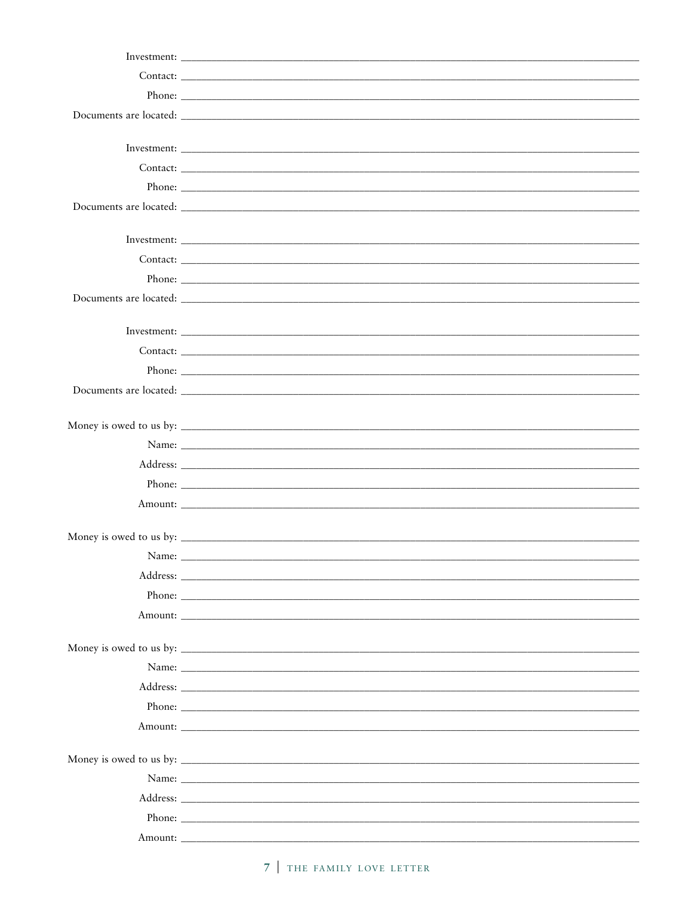Investment: ______________________________

Contact: ______________________________

Phone: ______________________________

Documents are located: ______________________________

Investment: ______________________________

Contact: ______________________________

Phone: ______________________________

Documents are located: ______________________________

Investment: ______________________________

Contact: ______________________________

Phone: ______________________________

Documents are located: ______________________________

Investment: ______________________________

Contact: ______________________________

Phone: ______________________________

Documents are located: ______________________________

Money is owed to us by: ______________________________

Name: ______________________________

Address: ______________________________

Phone: ______________________________

Amount: ______________________________

Money is owed to us by: ______________________________

Name: ______________________________

Address: ______________________________

Phone: ______________________________

Amount: ______________________________

Money is owed to us by: ______________________________

Name: ______________________________

Address: ______________________________

Phone: ______________________________

Amount: ______________________________

Money is owed to us by: ______________________________

Name: ______________________________

Address: ______________________________

Phone: ______________________________

Amount: ______________________________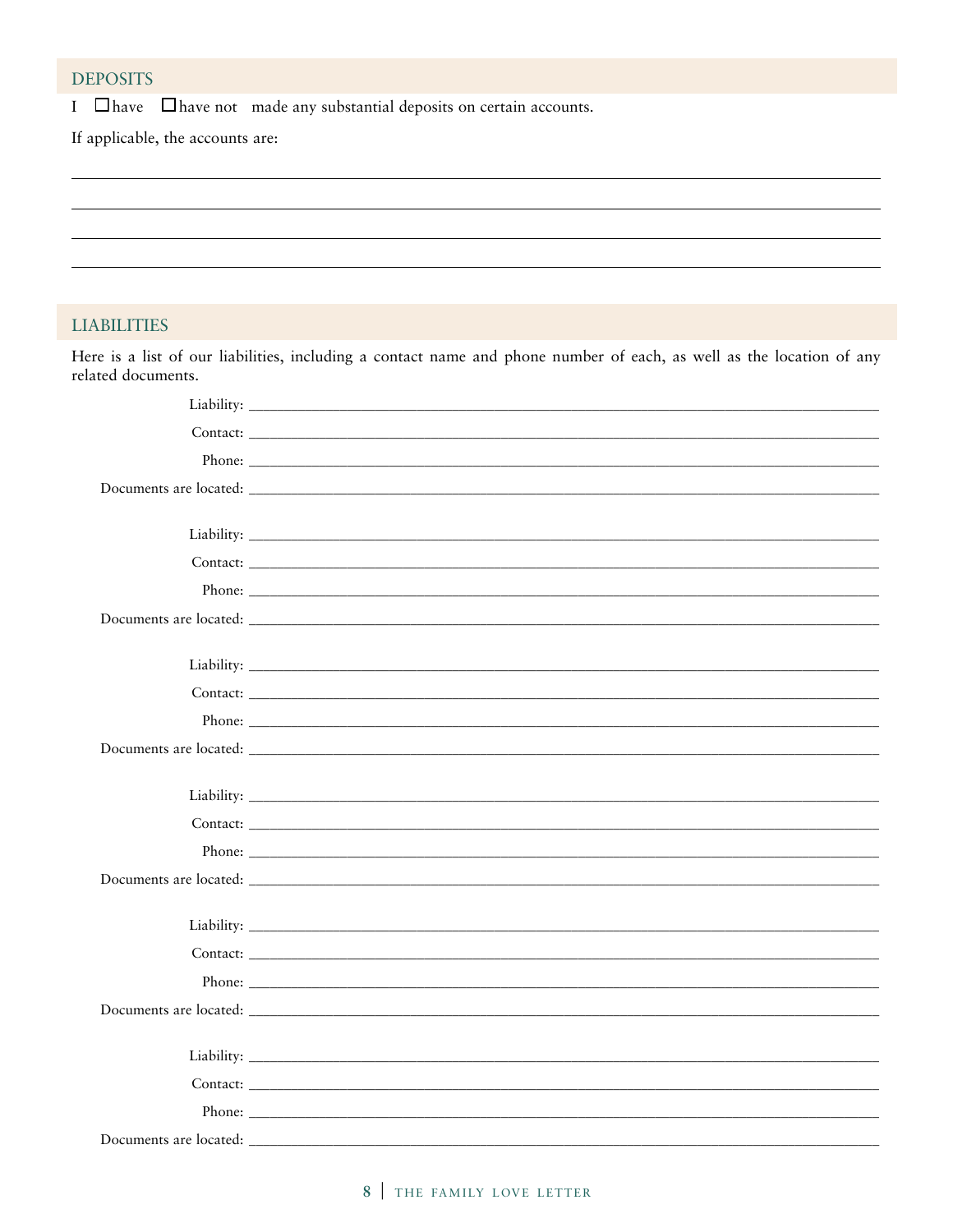## DEPOSITS

I ☐ have ☐ have not made any substantial deposits on certain accounts.

If applicable, the accounts are:

_______________________________________________________________________________

_______________________________________________________________________________

_______________________________________________________________________________

_______________________________________________________________________________

## LIABILITIES

Here is a list of our liabilities, including a contact name and phone number of each, as well as the location of any related documents.

Liability: _______________________________________________________________

Contact: _______________________________________________________________

Phone: _______________________________________________________________

Documents are located: _______________________________________________________________

Liability: _______________________________________________________________

Contact: _______________________________________________________________

Phone: _______________________________________________________________

Documents are located: _______________________________________________________________

Liability: _______________________________________________________________

Contact: _______________________________________________________________

Phone: _______________________________________________________________

Documents are located: _______________________________________________________________

Liability: _______________________________________________________________

Contact: _______________________________________________________________

Phone: _______________________________________________________________

Documents are located: _______________________________________________________________

Liability: _______________________________________________________________

Contact: _______________________________________________________________

Phone: _______________________________________________________________

Documents are located: _______________________________________________________________

Liability: _______________________________________________________________

Contact: _______________________________________________________________

Phone: _______________________________________________________________

Documents are located: _______________________________________________________________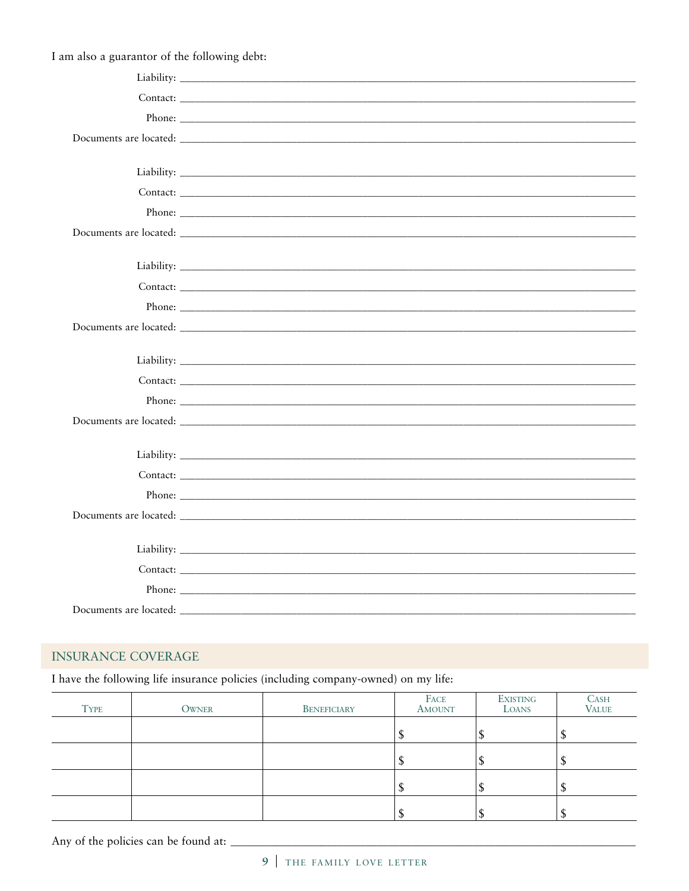I am also a guarantor of the following debt:

Liability: ______________________________________________

Contact: ______________________________________________

Phone: ______________________________________________

Documents are located: ______________________________________________

Liability: ______________________________________________

Contact: ______________________________________________

Phone: ______________________________________________

Documents are located: ______________________________________________

Liability: ______________________________________________

Contact: ______________________________________________

Phone: ______________________________________________

Documents are located: ______________________________________________

Liability: ______________________________________________

Contact: ______________________________________________

Phone: ______________________________________________

Documents are located: ______________________________________________

Liability: ______________________________________________

Contact: ______________________________________________

Phone: ______________________________________________

Documents are located: ______________________________________________

Liability: ______________________________________________

Contact: ______________________________________________

Phone: ______________________________________________

Documents are located: ______________________________________________

## INSURANCE COVERAGE

I have the following life insurance policies (including company-owned) on my life:

| Type | Owner | Beneficiary | Face Amount | Existing Loans | Cash Value |
|---|---|---|---|---|---|
| | | | $ | $ | $ |
| | | | $ | $ | $ |
| | | | $ | $ | $ |
| | | | $ | $ | $ |

Any of the policies can be found at: ______________________________________________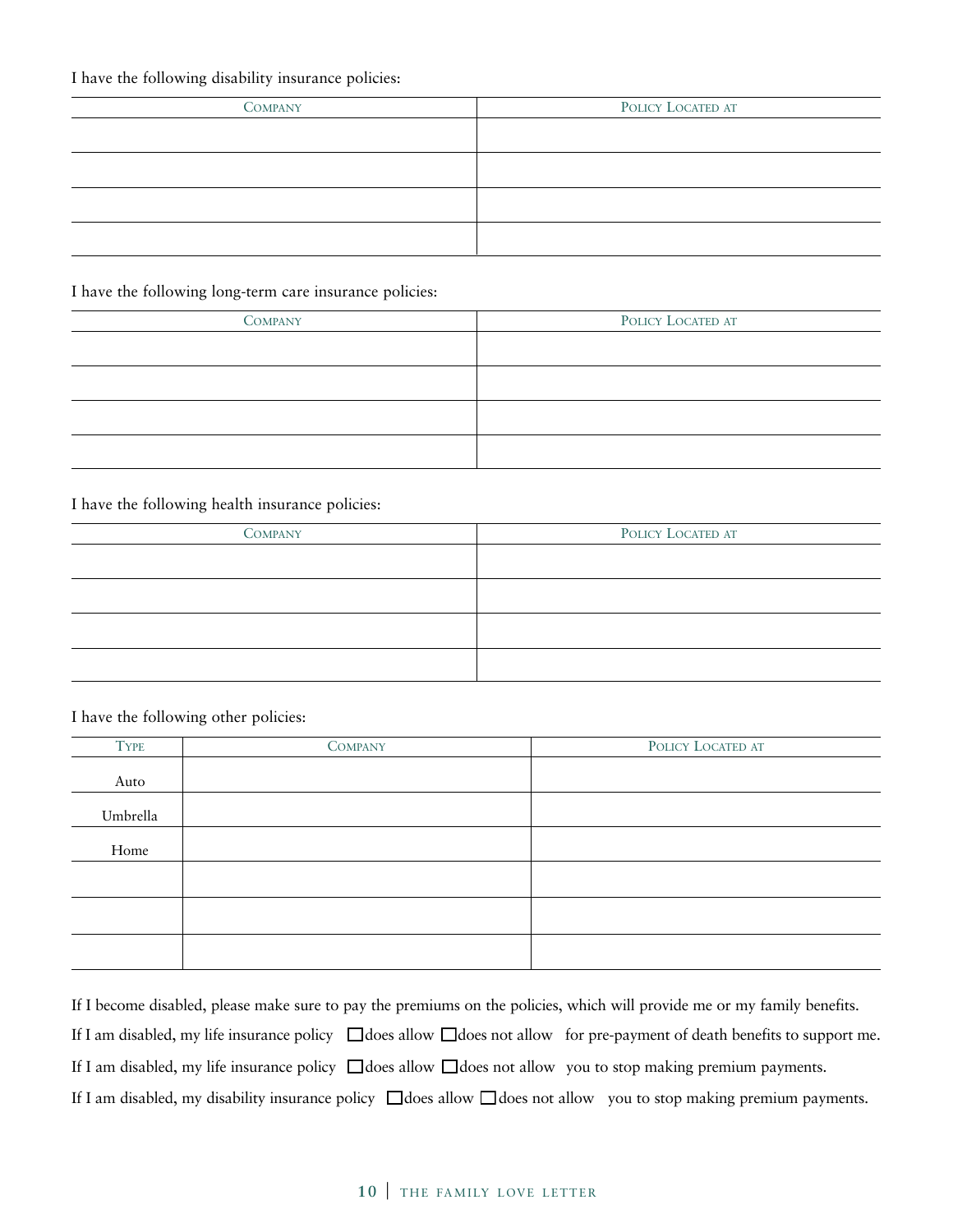I have the following disability insurance policies:

| Company | Policy Located at |
| --- | --- |
| | |
| | |
| | |
| | |

I have the following long-term care insurance policies:

| Company | Policy Located at |
| --- | --- |
| | |
| | |
| | |
| | |

I have the following health insurance policies:

| Company | Policy Located at |
| --- | --- |
| | |
| | |
| | |
| | |

I have the following other policies:

| Type | Company | Policy Located at |
| --- | --- | --- |
| Auto | | |
| Umbrella | | |
| Home | | |
| | | |
| | | |
| | | |

If I become disabled, please make sure to pay the premiums on the policies, which will provide me or my family benefits.

If I am disabled, my life insurance policy ☐ does allow ☐ does not allow for pre-payment of death benefits to support me.

If I am disabled, my life insurance policy ☐ does allow ☐ does not allow you to stop making premium payments.

If I am disabled, my disability insurance policy ☐ does allow ☐ does not allow you to stop making premium payments.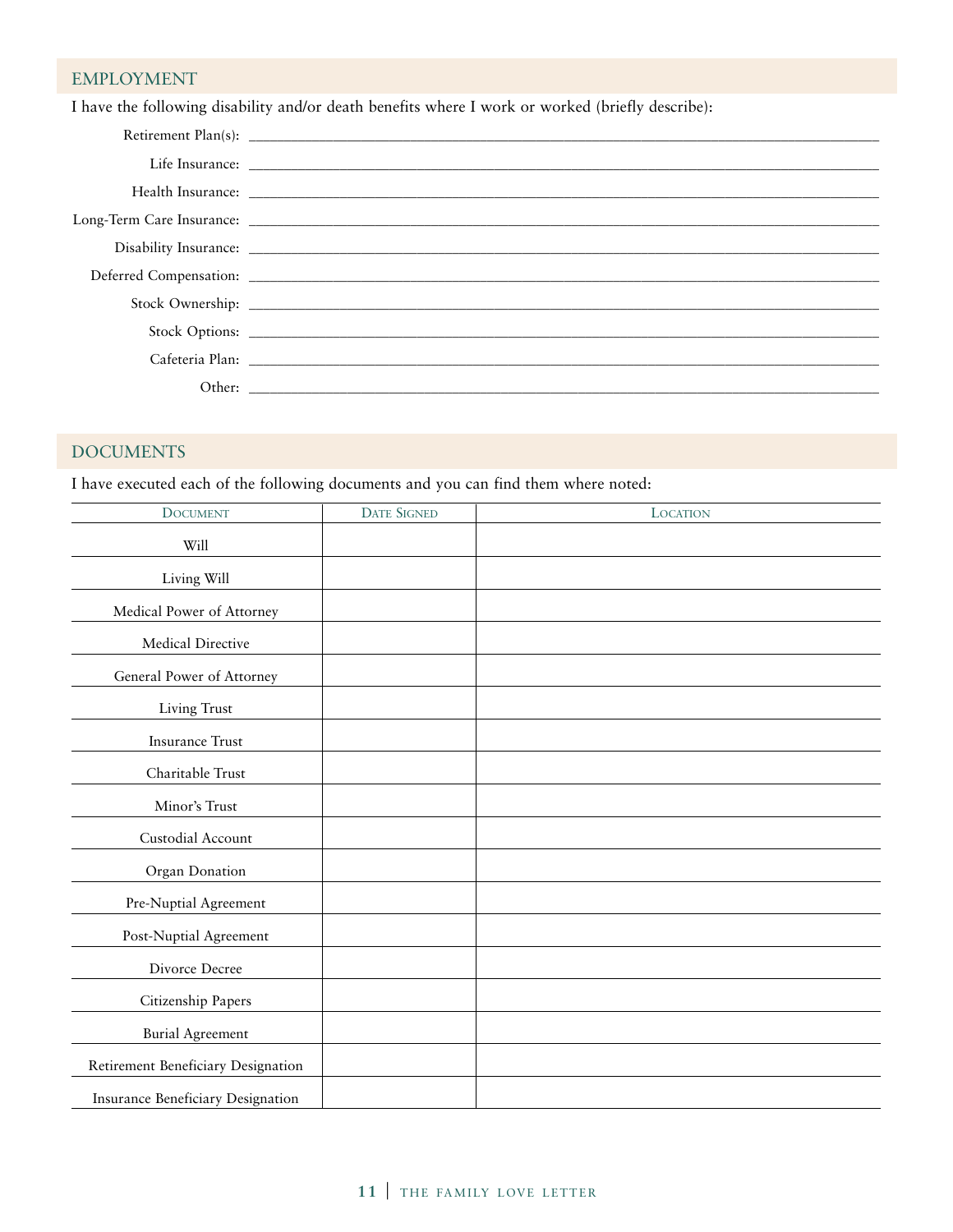## EMPLOYMENT

I have the following disability and/or death benefits where I work or worked (briefly describe):

Retirement Plan(s): ______________________________

Life Insurance: ______________________________

Health Insurance: ______________________________

Long-Term Care Insurance: ______________________________

Disability Insurance: ______________________________

Deferred Compensation: ______________________________

Stock Ownership: ______________________________

Stock Options: ______________________________

Cafeteria Plan: ______________________________

Other: ______________________________

## DOCUMENTS

I have executed each of the following documents and you can find them where noted:

| Document | Date Signed | Location |
|---|---|---|
| Will | | |
| Living Will | | |
| Medical Power of Attorney | | |
| Medical Directive | | |
| General Power of Attorney | | |
| Living Trust | | |
| Insurance Trust | | |
| Charitable Trust | | |
| Minor's Trust | | |
| Custodial Account | | |
| Organ Donation | | |
| Pre-Nuptial Agreement | | |
| Post-Nuptial Agreement | | |
| Divorce Decree | | |
| Citizenship Papers | | |
| Burial Agreement | | |
| Retirement Beneficiary Designation | | |
| Insurance Beneficiary Designation | | |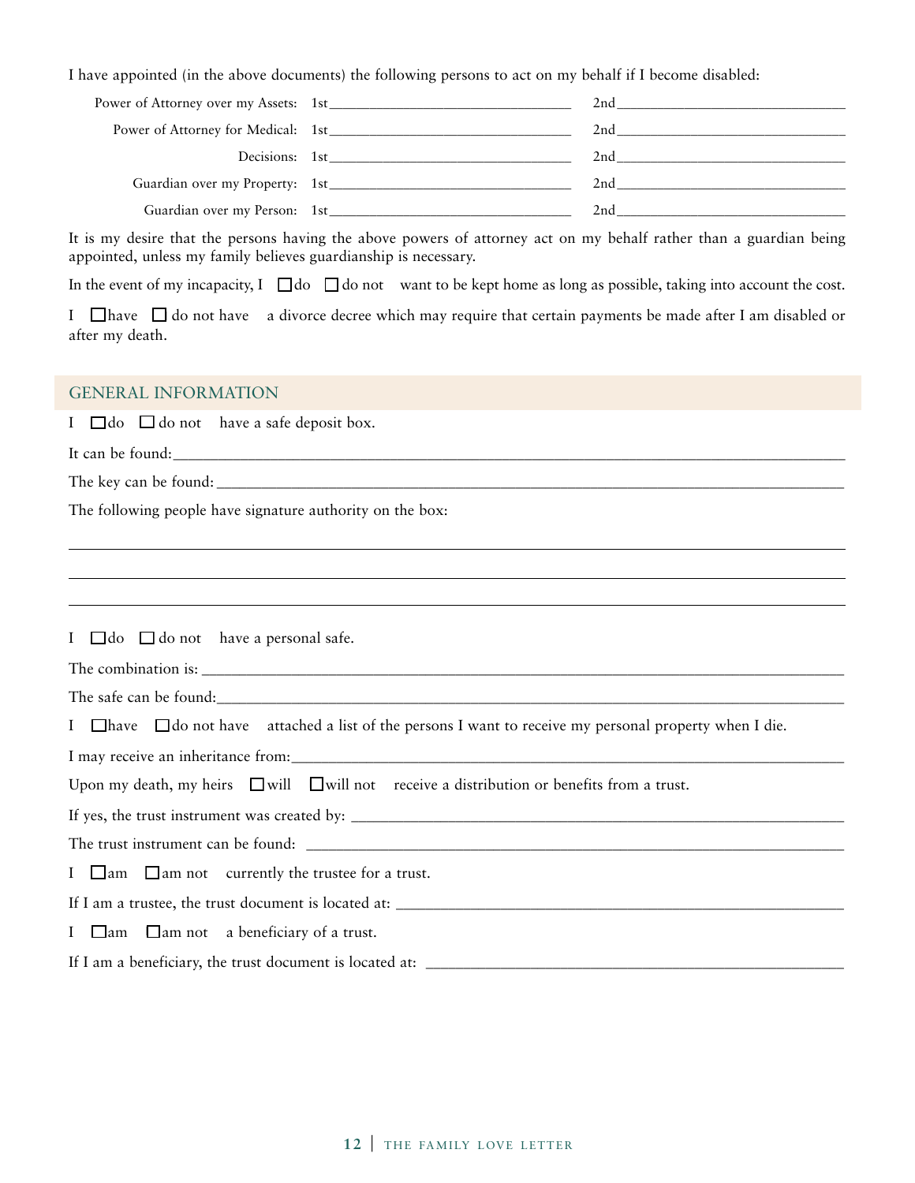I have appointed (in the above documents) the following persons to act on my behalf if I become disabled:

| | | |
|---|---|---|
| Power of Attorney over my Assets: | 1st_______________________________ | 2nd_______________________________ |
| Power of Attorney for Medical: | 1st_______________________________ | 2nd_______________________________ |
| Decisions: | 1st_______________________________ | 2nd_______________________________ |
| Guardian over my Property: | 1st_______________________________ | 2nd_______________________________ |
| Guardian over my Person: | 1st_______________________________ | 2nd_______________________________ |

It is my desire that the persons having the above powers of attorney act on my behalf rather than a guardian being appointed, unless my family believes guardianship is necessary.

In the event of my incapacity, I ☐ do ☐ do not want to be kept home as long as possible, taking into account the cost.

I ☐ have ☐ do not have a divorce decree which may require that certain payments be made after I am disabled or after my death.

## GENERAL INFORMATION

I ☐ do ☐ do not have a safe deposit box.

It can be found:_______________________________________________________________________________

The key can be found: ___________________________________________________________________________

The following people have signature authority on the box:

_______________________________________________________________________________________________

_______________________________________________________________________________________________

_______________________________________________________________________________________________

I ☐ do ☐ do not have a personal safe.

The combination is: _____________________________________________________________________________

The safe can be found:___________________________________________________________________________

I ☐ have ☐ do not have attached a list of the persons I want to receive my personal property when I die.

I may receive an inheritance from:_________________________________________________________________

Upon my death, my heirs ☐ will ☐ will not receive a distribution or benefits from a trust.

If yes, the trust instrument was created by: _________________________________________________________

The trust instrument can be found: _______________________________________________________________

I ☐ am ☐ am not currently the trustee for a trust.

If I am a trustee, the trust document is located at: ____________________________________________________

I ☐ am ☐ am not a beneficiary of a trust.

If I am a beneficiary, the trust document is located at: _________________________________________________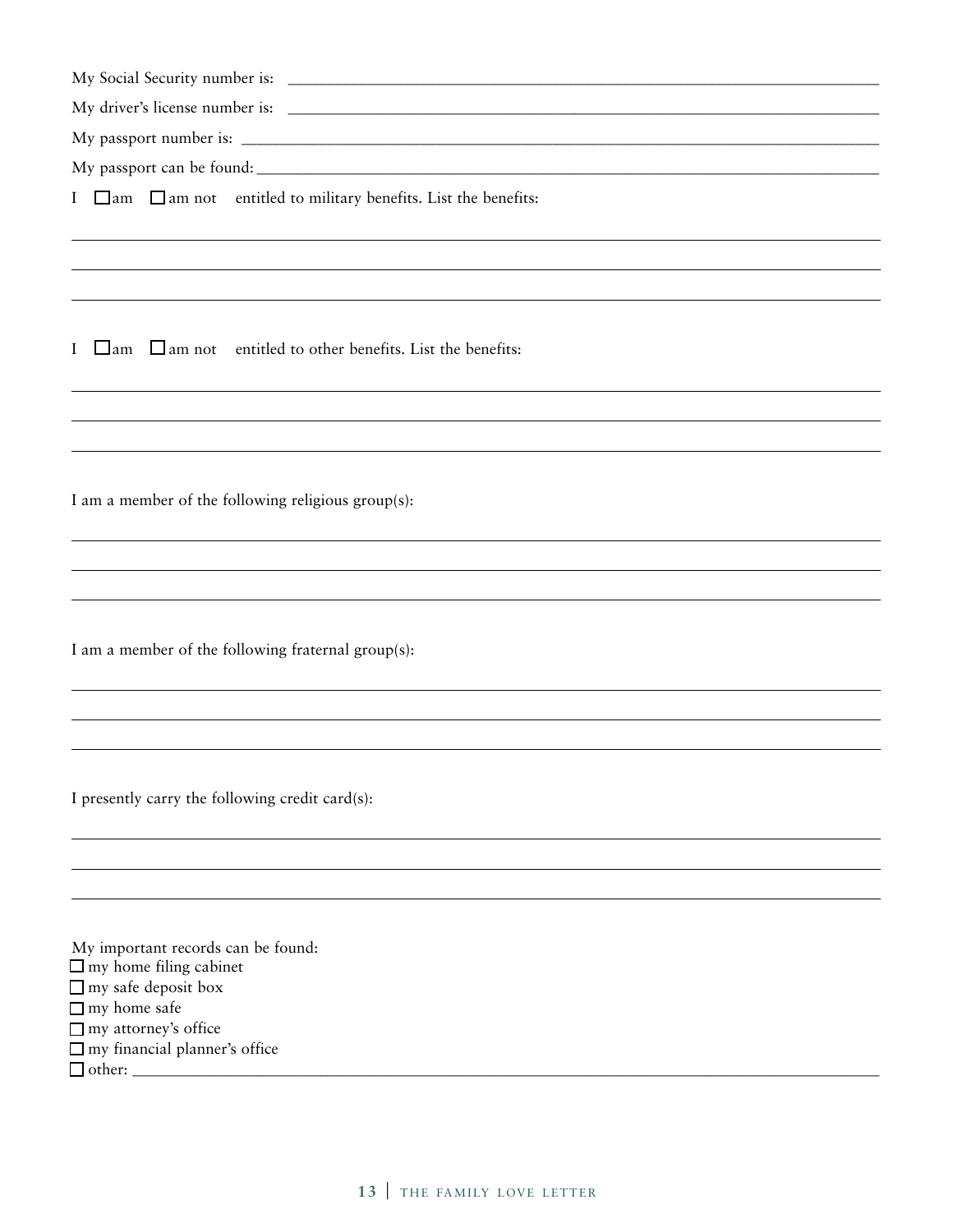My Social Security number is: ________________________________________________

My driver's license number is: ________________________________________________

My passport number is: ________________________________________________

My passport can be found: ________________________________________________

I ☐ am ☐ am not entitled to military benefits. List the benefits:

________________________________________________

________________________________________________

________________________________________________

I ☐ am ☐ am not entitled to other benefits. List the benefits:

________________________________________________

________________________________________________

________________________________________________

I am a member of the following religious group(s):

________________________________________________

________________________________________________

________________________________________________

I am a member of the following fraternal group(s):

________________________________________________

________________________________________________

________________________________________________

I presently carry the following credit card(s):

________________________________________________

________________________________________________

________________________________________________

My important records can be found:

- ☐ my home filing cabinet
- ☐ my safe deposit box
- ☐ my home safe
- ☐ my attorney's office
- ☐ my financial planner's office
- ☐ other: ________________________________________________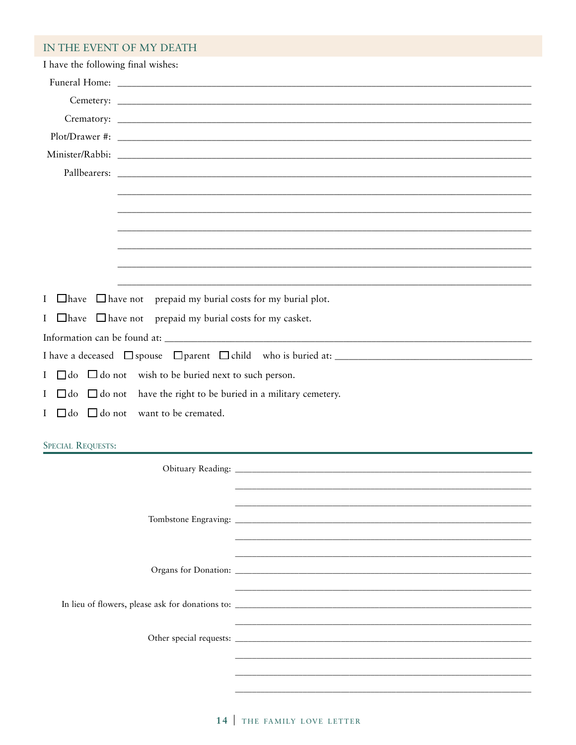## IN THE EVENT OF MY DEATH

I have the following final wishes:

Funeral Home: ______________________________________________

Cemetery: ______________________________________________

Crematory: ______________________________________________

Plot/Drawer #: ______________________________________________

Minister/Rabbi: ______________________________________________

Pallbearers: ______________________________________________

______________________________________________

______________________________________________

______________________________________________

______________________________________________

______________________________________________

______________________________________________

I ☐ have ☐ have not prepaid my burial costs for my burial plot.

I ☐ have ☐ have not prepaid my burial costs for my casket.

Information can be found at: ______________________________________________

I have a deceased ☐ spouse ☐ parent ☐ child who is buried at: ______________________________

I ☐ do ☐ do not wish to be buried next to such person.

I ☐ do ☐ do not have the right to be buried in a military cemetery.

I ☐ do ☐ do not want to be cremated.

### Special Requests:

Obituary Reading: ______________________________________________

______________________________________________

______________________________________________

Tombstone Engraving: ______________________________________________

______________________________________________

______________________________________________

Organs for Donation: ______________________________________________

______________________________________________

In lieu of flowers, please ask for donations to: ______________________________________________

______________________________________________

Other special requests: ______________________________________________

______________________________________________

______________________________________________

______________________________________________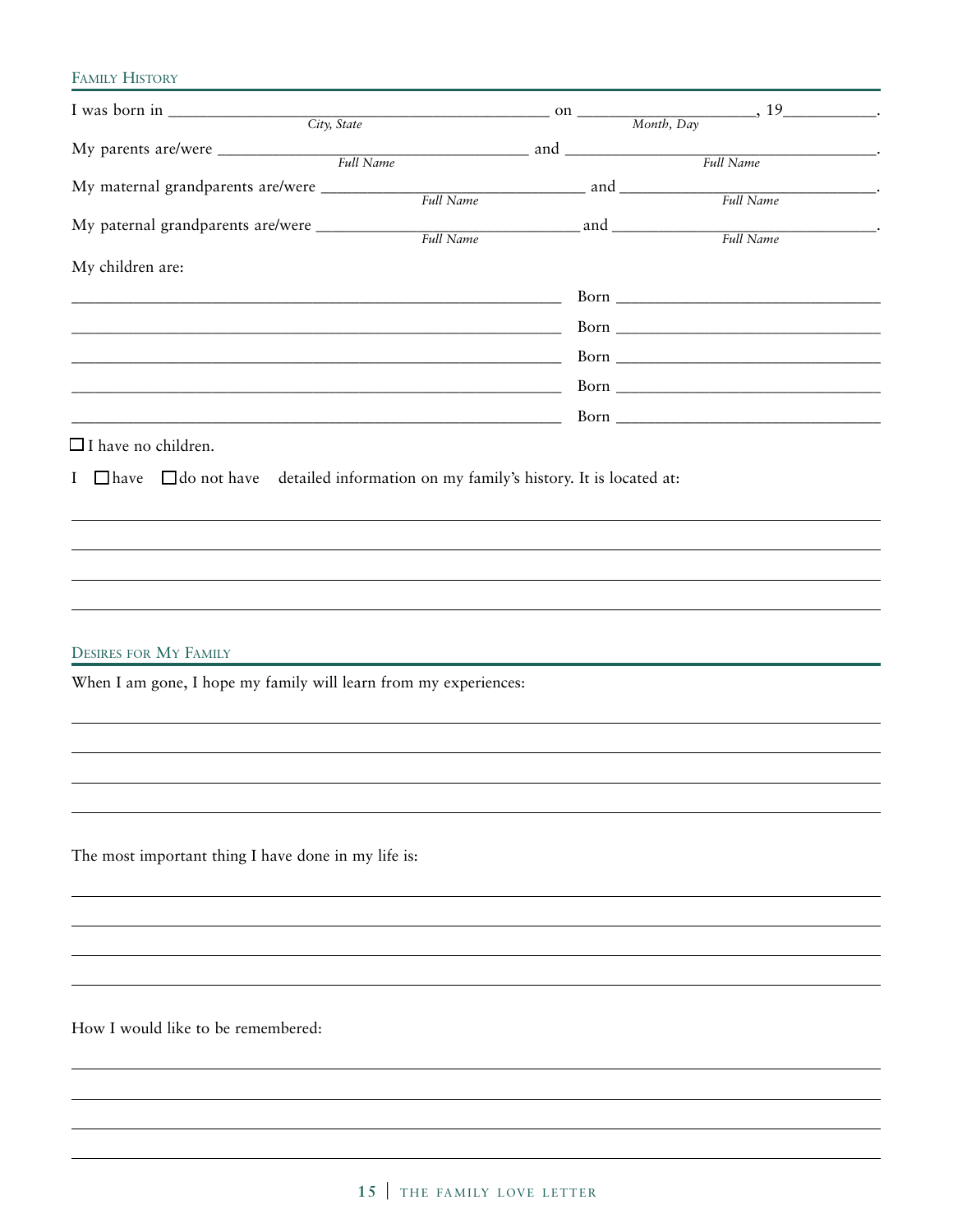## Family History

I was born in ______________________________ on ____________________, 19__________.
*City, State* *Month, Day*

My parents are/were ______________________________ and ______________________________.
*Full Name* *Full Name*

My maternal grandparents are/were ______________________________ and ______________________________.
*Full Name* *Full Name*

My paternal grandparents are/were ______________________________ and ______________________________.
*Full Name* *Full Name*

My children are:

______________________________ Born ______________________________

______________________________ Born ______________________________

______________________________ Born ______________________________

______________________________ Born ______________________________

______________________________ Born ______________________________

☐ I have no children.

I ☐ have ☐ do not have detailed information on my family's history. It is located at:

______________________________________________________________________

______________________________________________________________________

______________________________________________________________________

______________________________________________________________________

## Desires for My Family

When I am gone, I hope my family will learn from my experiences:

______________________________________________________________________

______________________________________________________________________

______________________________________________________________________

______________________________________________________________________

The most important thing I have done in my life is:

______________________________________________________________________

______________________________________________________________________

______________________________________________________________________

______________________________________________________________________

How I would like to be remembered:

______________________________________________________________________

______________________________________________________________________

______________________________________________________________________

______________________________________________________________________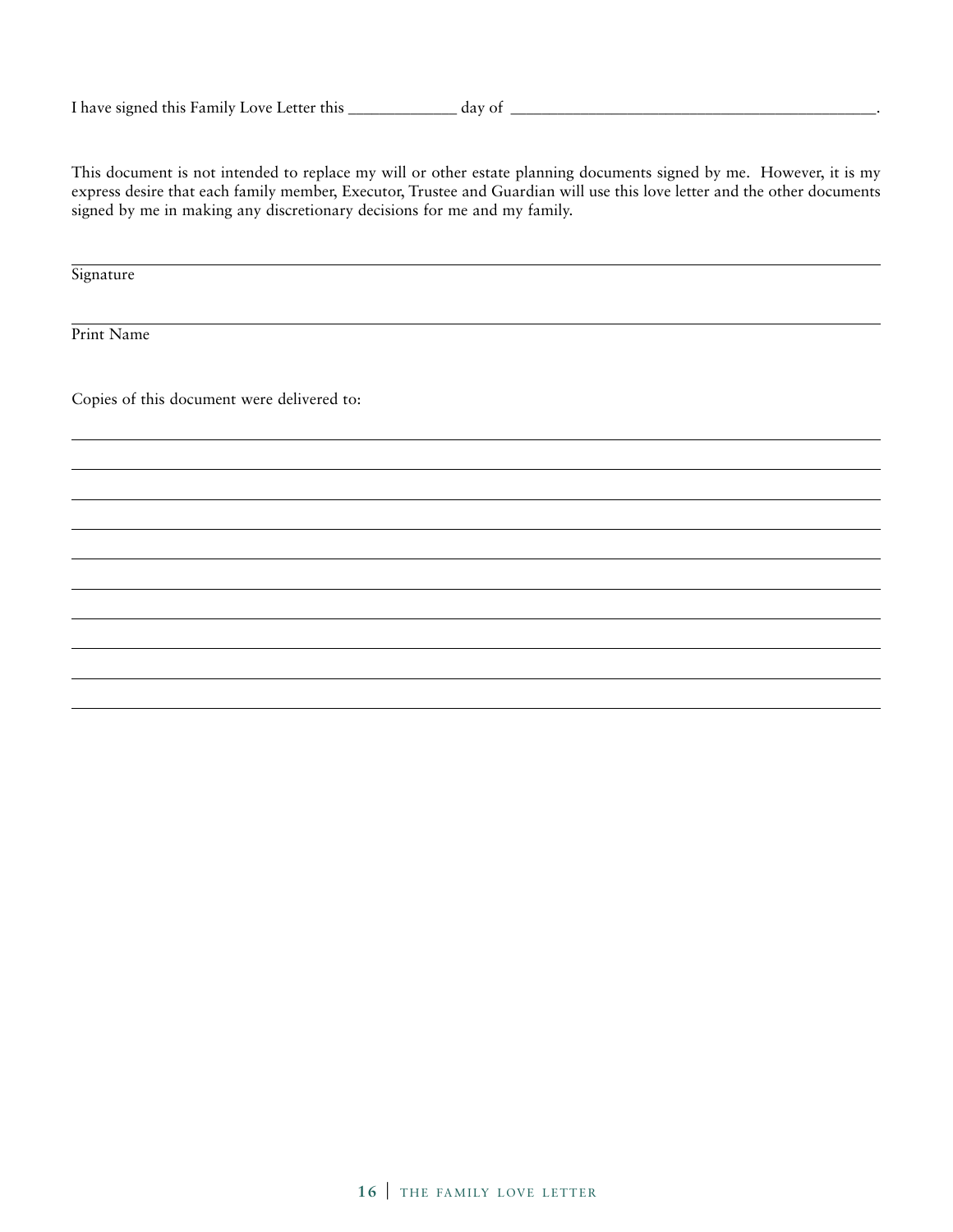I have signed this Family Love Letter this _____________ day of ____________________________________________.

This document is not intended to replace my will or other estate planning documents signed by me. However, it is my express desire that each family member, Executor, Trustee and Guardian will use this love letter and the other documents signed by me in making any discretionary decisions for me and my family.

______________________________________________________________________________

Signature

______________________________________________________________________________

Print Name

Copies of this document were delivered to:

______________________________________________________________________________

______________________________________________________________________________

______________________________________________________________________________

______________________________________________________________________________

______________________________________________________________________________

______________________________________________________________________________

______________________________________________________________________________

______________________________________________________________________________

______________________________________________________________________________

______________________________________________________________________________